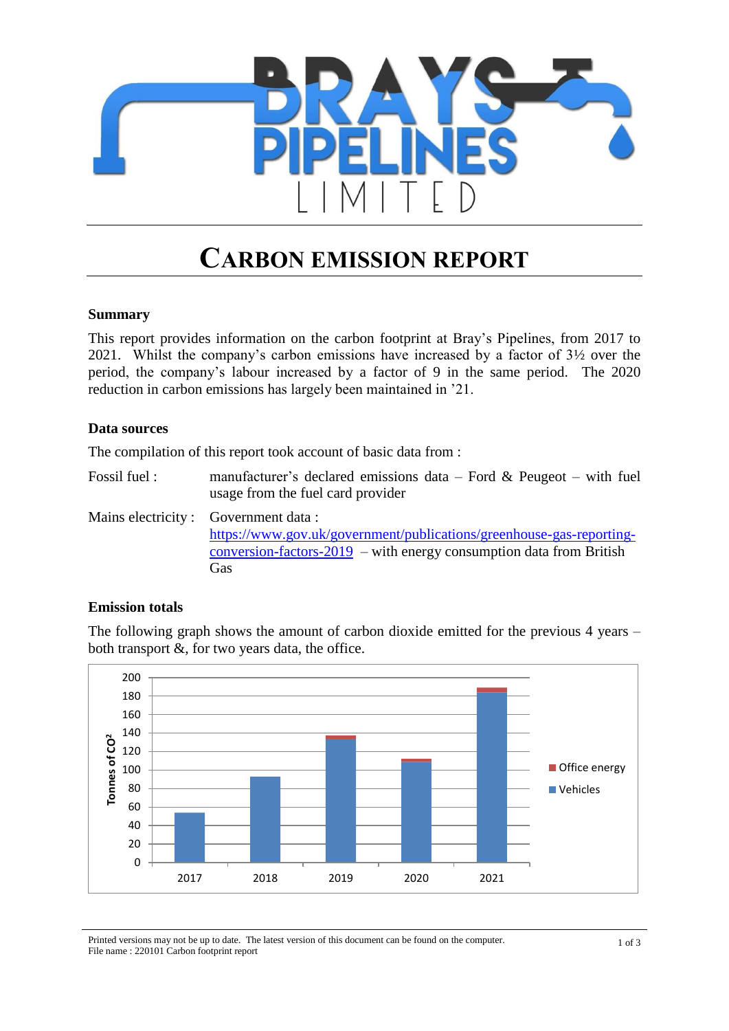# BRAYS PIPELINES LIMITED

# CARBON EMISSION REPORT

### Summary

This report provides information on the carbon footprint at Bray's Pipelines, from 2017 to 2021. Whilst the company's carbon emissions have increased by a factor of 3½ over the period, the company's labour increased by a factor of 9 in the same period. The 2020 reduction in carbon emissions has largely been maintained in '21.

### Data sources

The compilation of this report took account of basic data from :

Fossil fuel : manufacturer's declared emissions data – Ford & Peugeot – with fuel usage from the fuel card provider

Mains electricity : Government data : https://www.gov.uk/government/publications/greenhouse-gas-reporting-conversion-factors-2019 – with energy consumption data from British Gas

### Emission totals

The following graph shows the amount of carbon dioxide emitted for the previous 4 years – both transport &, for two years data, the office.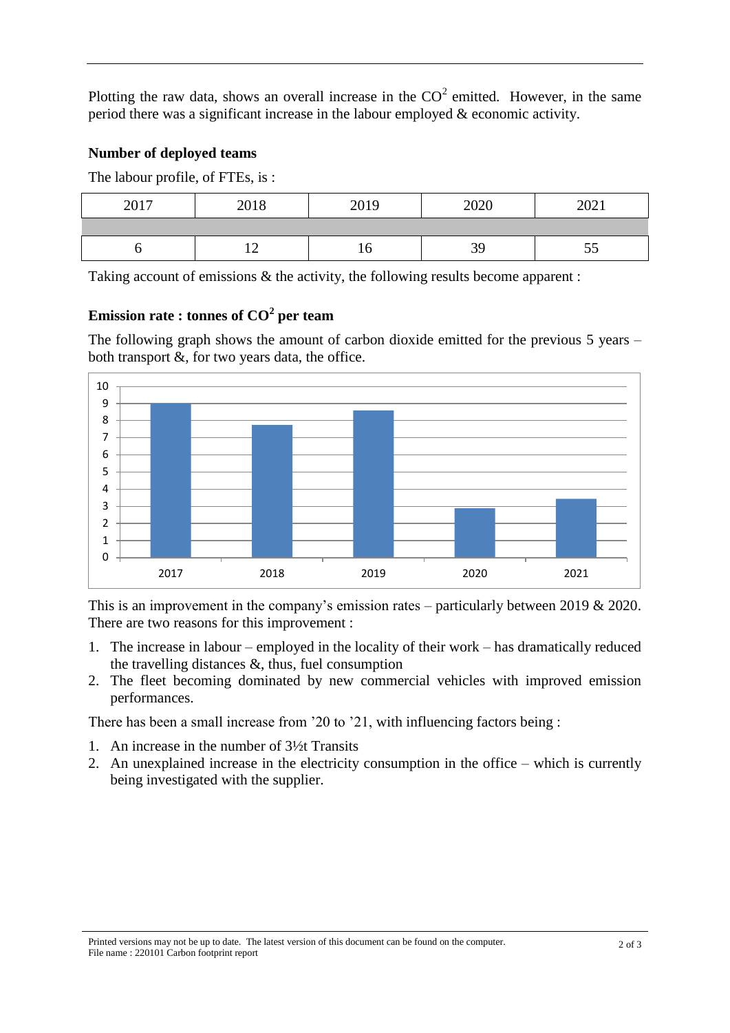Plotting the raw data, shows an overall increase in the $CO^2$ emitted. However, in the same period there was a significant increase in the labour employed & economic activity.

**Number of deployed teams**

The labour profile, of FTEs, is :

| 2017 | 2018 | 2019 | 2020 | 2021 |
|---|---|---|---|---|
| | | | | |
| 6 | 12 | 16 | 39 | 55 |

Taking account of emissions & the activity, the following results become apparent :

**Emission rate : tonnes of $CO^2$ per team**

The following graph shows the amount of carbon dioxide emitted for the previous 5 years – both transport &, for two years data, the office.

This is an improvement in the company's emission rates – particularly between 2019 & 2020. There are two reasons for this improvement :

1. The increase in labour – employed in the locality of their work – has dramatically reduced the travelling distances &, thus, fuel consumption
2. The fleet becoming dominated by new commercial vehicles with improved emission performances.

There has been a small increase from '20 to '21, with influencing factors being :

1. An increase in the number of 3½t Transits
2. An unexplained increase in the electricity consumption in the office – which is currently being investigated with the supplier.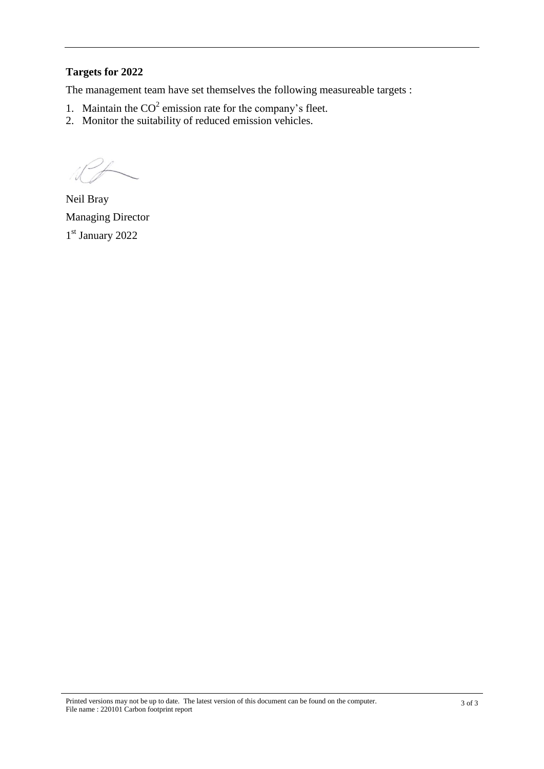**Targets for 2022**

The management team have set themselves the following measureable targets :

1. Maintain the $CO^2$ emission rate for the company's fleet.
2. Monitor the suitability of reduced emission vehicles.

Neil Bray

Managing Director

1st January 2022

Printed versions may not be up to date. The latest version of this document can be found on the computer.
File name : 220101 Carbon footprint report